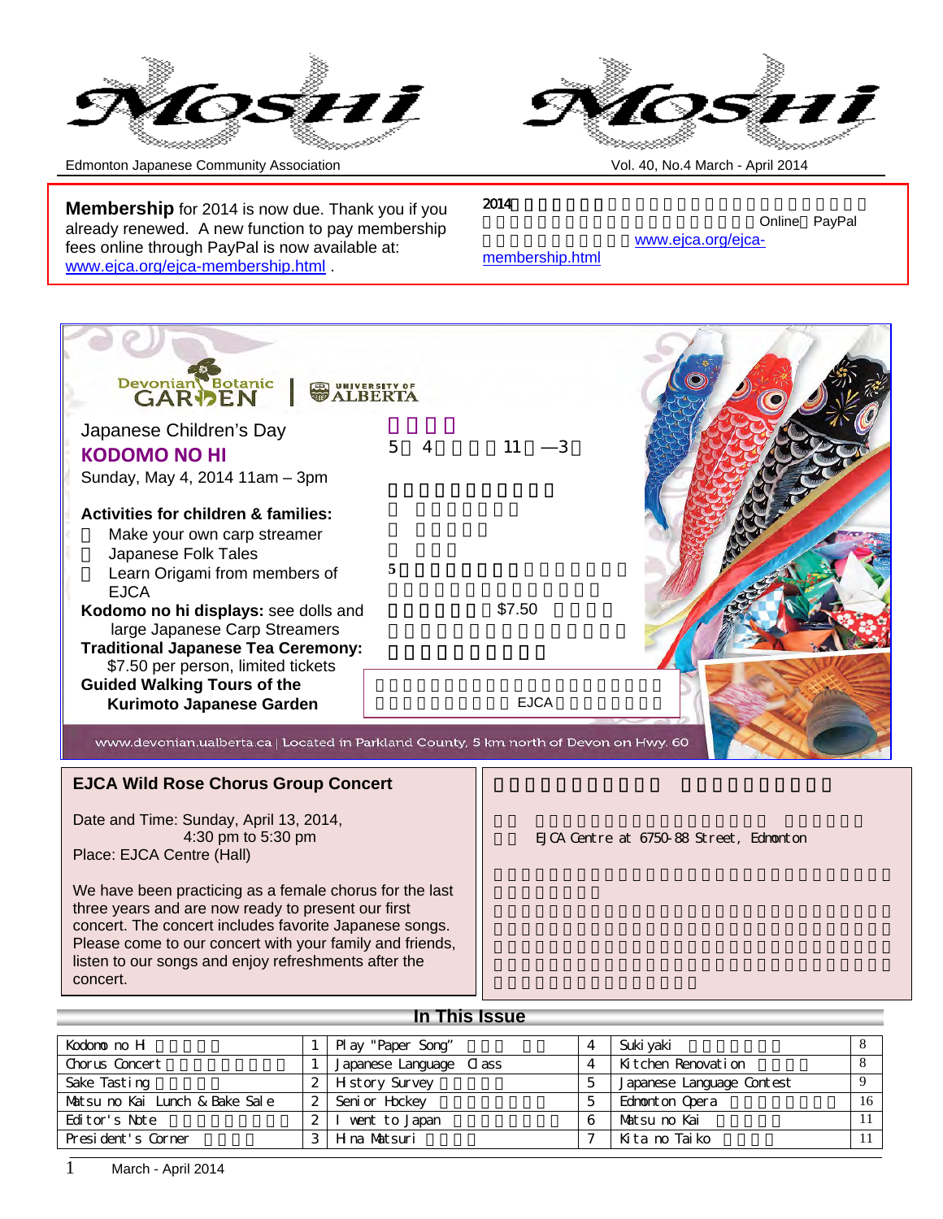# Moshi

Edmonton Japanese Community Association

Vol. 40, No.4 March - April 2014

**Membership** for 2014 is now due. Thank you if you already renewed. A new function to pay membership fees online through PayPal is now available at: www.ejca.org/ejca-membership.html .

2014 Online PayPal www.ejca.org/ejca-membership.html

Devonian Botanic Garden | University of Alberta

Japanese Children's Day

**KODOMO NO HI**

Sunday, May 4, 2014 11am – 3pm

**Activities for children & families:**

- Make your own carp streamer
- Japanese Folk Tales
- Learn Origami from members of EJCA

**Kodomo no hi displays:** see dolls and large Japanese Carp Streamers

**Traditional Japanese Tea Ceremony:** $7.50 per person, limited tickets

**Guided Walking Tours of the Kurimoto Japanese Garden**

5 4 11 —3

5

$7.50

EJCA

www.devonian.ualberta.ca | Located in Parkland County, 5 km north of Devon on Hwy. 60

## EJCA Wild Rose Chorus Group Concert

Date and Time: Sunday, April 13, 2014, 4:30 pm to 5:30 pm

Place: EJCA Centre (Hall)

We have been practicing as a female chorus for the last three years and are now ready to present our first concert. The concert includes favorite Japanese songs. Please come to our concert with your family and friends, listen to our songs and enjoy refreshments after the concert.

EJCA Centre at 6750-88 Street, Edmonton

## In This Issue

| | | | | | |
|---|---|---|---|---|---|
| Kodomo no Hi | 1 | Play "Paper Song" | 4 | Sukiyaki | 8 |
| Chorus Concert | 1 | Japanese Language Class | 4 | Kitchen Renovation | 8 |
| Sake Tasting | 2 | History Survey | 5 | Japanese Language Contest | 9 |
| Matsu no Kai Lunch & Bake Sale | 2 | Senior Hockey | 5 | Edmonton Opera | 16 |
| Editor's Note | 2 | I went to Japan | 6 | Matsu no Kai | 11 |
| President's Corner | 3 | Hina Matsuri | 7 | Kita no Taiko | 11 |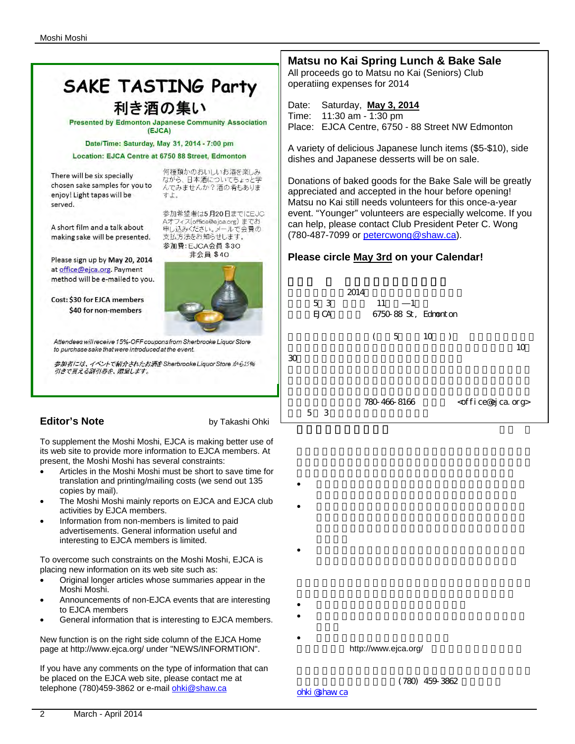## SAKE TASTING Party

## 利き酒の集い

**Presented by Edmonton Japanese Community Association (EJCA)**

**Date/Time: Saturday, May 31, 2014 - 7:00 pm**

**Location: EJCA Centre at 6750 88 Street, Edmonton**

There will be six specially chosen sake samples for you to enjoy! Light tapas will be served.

A short film and a talk about making sake will be presented.

Please sign up by **May 20, 2014** at office@ejca.org. Payment method will be e-mailed to you.

**Cost: $30 for EJCA members**
**$40 for non-members**

何種類かのおいしいお酒を楽しみながら、日本酒についてちょっと学んでみませんか？酒の肴もありますよ。

参加希望者は5月20日までにEJCAオフィス(office@ejca.org）までお申し込みください。メールで会費の支払方法をお知らせします。

参加費：EJCA会員 $30
非会員 $40

*Attendees will receive 15%-OFF coupons from Sherbrooke Liquor Store to purchase sake that were introduced at the event.*

*参加者には、イベントで紹介されたお酒をSherbrooke Liquor Storeから15%引きで買える割引券を、贈呈します。*

## Editor's Note

by Takashi Ohki

To supplement the Moshi Moshi, EJCA is making better use of its web site to provide more information to EJCA members. At present, the Moshi Moshi has several constraints:

- Articles in the Moshi Moshi must be short to save time for translation and printing/mailing costs (we send out 135 copies by mail).
- The Moshi Moshi mainly reports on EJCA and EJCA club activities by EJCA members.
- Information from non-members is limited to paid advertisements. General information useful and interesting to EJCA members is limited.

To overcome such constraints on the Moshi Moshi, EJCA is placing new information on its web site such as:

- Original longer articles whose summaries appear in the Moshi Moshi.
- Announcements of non-EJCA events that are interesting to EJCA members
- General information that is interesting to EJCA members.

New function is on the right side column of the EJCA Home page at http://www.ejca.org/ under "NEWS/INFORMTION".

If you have any comments on the type of information that can be placed on the EJCA web site, please contact me at telephone (780)459-3862 or e-mail ohki@shaw.ca

## Matsu no Kai Spring Lunch & Bake Sale

All proceeds go to Matsu no Kai (Seniors) Club operatiing expenses for 2014

Date: Saturday, **May 3, 2014**
Time: 11:30 am - 1:30 pm
Place: EJCA Centre, 6750 - 88 Street NW Edmonton

A variety of delicious Japanese lunch items ($5-$10), side dishes and Japanese desserts will be on sale.

Donations of baked goods for the Bake Sale will be greatly appreciated and accepted in the hour before opening! Matsu no Kai still needs volunteers for this once-a-year event. "Younger" volunteers are especially welcome. If you can help, please contact Club President Peter C. Wong (780-487-7099 or petercwong@shaw.ca).

**Please circle May 3rd on your Calendar!**

2014
5 3 11 —1
EJCA 6750-88 St, Edmonton

( 5 10 )
10
30

780-466-8166 <office@ejca.org>
5 3

http://www.ejca.org/

(780) 459-3862
ohki@shaw.ca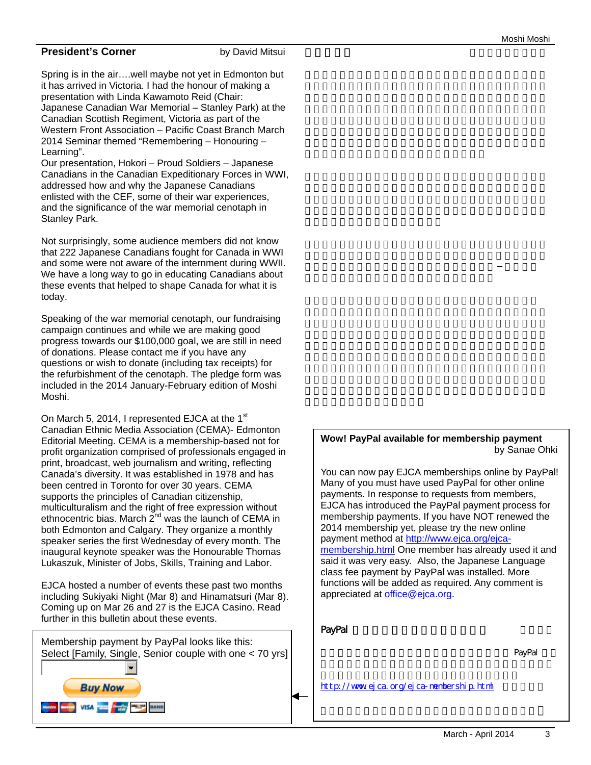## President's Corner

by David Mitsui

Spring is in the air….well maybe not yet in Edmonton but it has arrived in Victoria. I had the honour of making a presentation with Linda Kawamoto Reid (Chair: Japanese Canadian War Memorial – Stanley Park) at the Canadian Scottish Regiment, Victoria as part of the Western Front Association – Pacific Coast Branch March 2014 Seminar themed "Remembering – Honouring – Learning".
Our presentation, Hokori – Proud Soldiers – Japanese Canadians in the Canadian Expeditionary Forces in WWI, addressed how and why the Japanese Canadians enlisted with the CEF, some of their war experiences, and the significance of the war memorial cenotaph in Stanley Park.

Not surprisingly, some audience members did not know that 222 Japanese Canadians fought for Canada in WWI and some were not aware of the internment during WWII. We have a long way to go in educating Canadians about these events that helped to shape Canada for what it is today.

Speaking of the war memorial cenotaph, our fundraising campaign continues and while we are making good progress towards our $100,000 goal, we are still in need of donations. Please contact me if you have any questions or wish to donate (including tax receipts) for the refurbishment of the cenotaph. The pledge form was included in the 2014 January-February edition of Moshi Moshi.

On March 5, 2014, I represented EJCA at the 1st Canadian Ethnic Media Association (CEMA)- Edmonton Editorial Meeting. CEMA is a membership-based not for profit organization comprised of professionals engaged in print, broadcast, web journalism and writing, reflecting Canada's diversity. It was established in 1978 and has been centred in Toronto for over 30 years. CEMA supports the principles of Canadian citizenship, multiculturalism and the right of free expression without ethnocentric bias. March 2nd was the launch of CEMA in both Edmonton and Calgary. They organize a monthly speaker series the first Wednesday of every month. The inaugural keynote speaker was the Honourable Thomas Lukaszuk, Minister of Jobs, Skills, Training and Labor.

EJCA hosted a number of events these past two months including Sukiyaki Night (Mar 8) and Hinamatsuri (Mar 8). Coming up on Mar 26 and 27 is the EJCA Casino. Read further in this bulletin about these events.

Membership payment by PayPal looks like this:
Select [Family, Single, Senior couple with one < 70 yrs]

Buy Now

## Wow! PayPal available for membership payment

by Sanae Ohki

You can now pay EJCA memberships online by PayPal! Many of you must have used PayPal for other online payments. In response to requests from members, EJCA has introduced the PayPal payment process for membership payments. If you have NOT renewed the 2014 membership yet, please try the new online payment method at http://www.ejca.org/ejca-membership.html One member has already used it and said it was very easy. Also, the Japanese Language class fee payment by PayPal was installed. More functions will be added as required. Any comment is appreciated at office@ejca.org.

PayPal

http://www.ejca.org/ejca-membership.html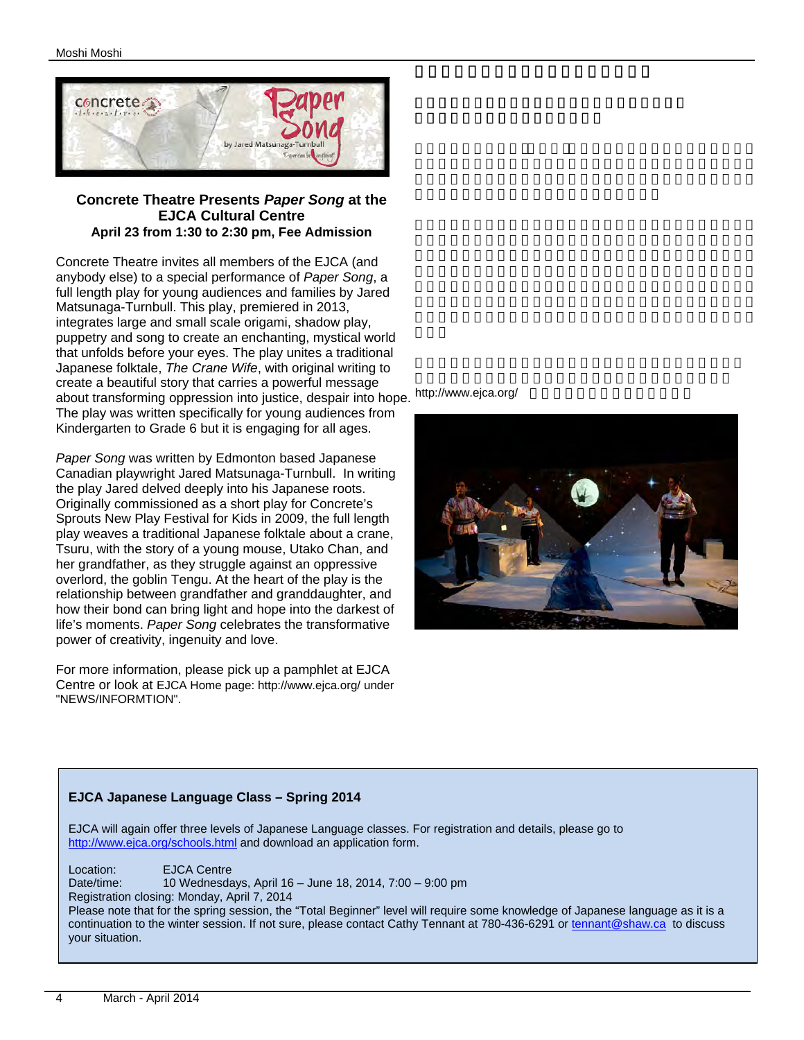### Concrete Theatre Presents *Paper Song* at the EJCA Cultural Centre

**April 23 from 1:30 to 2:30 pm, Fee Admission**

Concrete Theatre invites all members of the EJCA (and anybody else) to a special performance of *Paper Song*, a full length play for young audiences and families by Jared Matsunaga-Turnbull. This play, premiered in 2013, integrates large and small scale origami, shadow play, puppetry and song to create an enchanting, mystical world that unfolds before your eyes. The play unites a traditional Japanese folktale, *The Crane Wife*, with original writing to create a beautiful story that carries a powerful message about transforming oppression into justice, despair into hope. The play was written specifically for young audiences from Kindergarten to Grade 6 but it is engaging for all ages.

*Paper Song* was written by Edmonton based Japanese Canadian playwright Jared Matsunaga-Turnbull. In writing the play Jared delved deeply into his Japanese roots. Originally commissioned as a short play for Concrete's Sprouts New Play Festival for Kids in 2009, the full length play weaves a traditional Japanese folktale about a crane, Tsuru, with the story of a young mouse, Utako Chan, and her grandfather, as they struggle against an oppressive overlord, the goblin Tengu. At the heart of the play is the relationship between grandfather and granddaughter, and how their bond can bring light and hope into the darkest of life's moments. *Paper Song* celebrates the transformative power of creativity, ingenuity and love.

For more information, please pick up a pamphlet at EJCA Centre or look at EJCA Home page: http://www.ejca.org/ under "NEWS/INFORMTION".

http://www.ejca.org/

### EJCA Japanese Language Class – Spring 2014

EJCA will again offer three levels of Japanese Language classes. For registration and details, please go to http://www.ejca.org/schools.html and download an application form.

Location: EJCA Centre
Date/time: 10 Wednesdays, April 16 – June 18, 2014, 7:00 – 9:00 pm
Registration closing: Monday, April 7, 2014
Please note that for the spring session, the "Total Beginner" level will require some knowledge of Japanese language as it is a continuation to the winter session. If not sure, please contact Cathy Tennant at 780-436-6291 or tennant@shaw.ca to discuss your situation.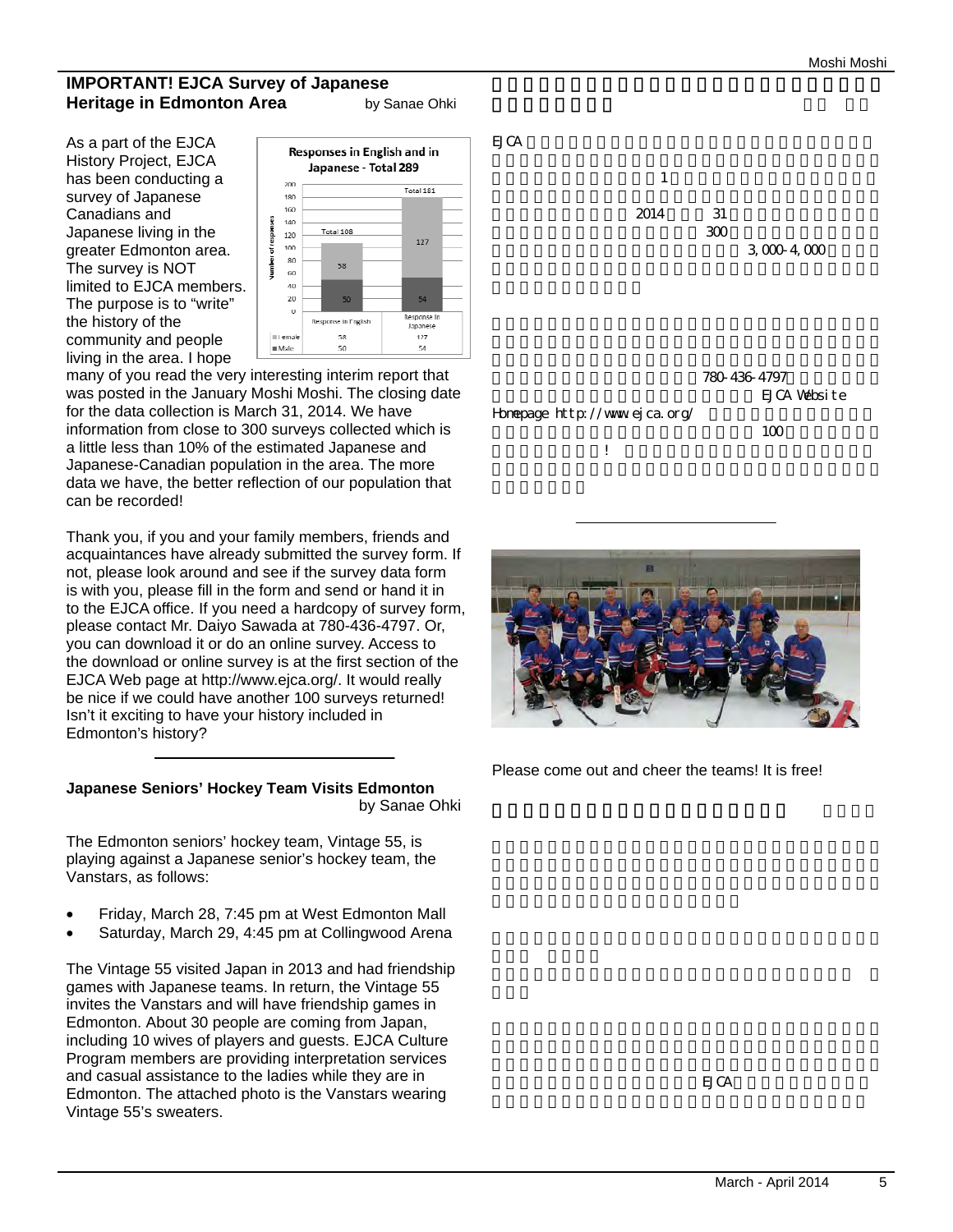## IMPORTANT! EJCA Survey of Japanese Heritage in Edmonton Area

by Sanae Ohki

As a part of the EJCA History Project, EJCA has been conducting a survey of Japanese Canadians and Japanese living in the greater Edmonton area. The survey is NOT limited to EJCA members. The purpose is to "write" the history of the community and people living in the area. I hope many of you read the very interesting interim report that was posted in the January Moshi Moshi. The closing date for the data collection is March 31, 2014. We have information from close to 300 surveys collected which is a little less than 10% of the estimated Japanese and Japanese-Canadian population in the area. The more data we have, the better reflection of our population that can be recorded!

**Responses in English and in Japanese - Total 289**

| | Response in English | Response in Japanese |
|---|---|---|
| Female | 58 | 127 |
| Male | 50 | 54 |
| Total | 108 | 181 |

Thank you, if you and your family members, friends and acquaintances have already submitted the survey form. If not, please look around and see if the survey data form is with you, please fill in the form and send or hand it in to the EJCA office. If you need a hardcopy of survey form, please contact Mr. Daiyo Sawada at 780-436-4797. Or, you can download it or do an online survey. Access to the download or online survey is at the first section of the EJCA Web page at http://www.ejca.org/. It would really be nice if we could have another 100 surveys returned! Isn't it exciting to have your history included in Edmonton's history?

---

## Japanese Seniors' Hockey Team Visits Edmonton

by Sanae Ohki

The Edmonton seniors' hockey team, Vintage 55, is playing against a Japanese senior's hockey team, the Vanstars, as follows:

- Friday, March 28, 7:45 pm at West Edmonton Mall
- Saturday, March 29, 4:45 pm at Collingwood Arena

The Vintage 55 visited Japan in 2013 and had friendship games with Japanese teams. In return, the Vintage 55 invites the Vanstars and will have friendship games in Edmonton. About 30 people are coming from Japan, including 10 wives of players and guests. EJCA Culture Program members are providing interpretation services and casual assistance to the ladies while they are in Edmonton. The attached photo is the Vanstars wearing Vintage 55's sweaters.

Please come out and cheer the teams! It is free!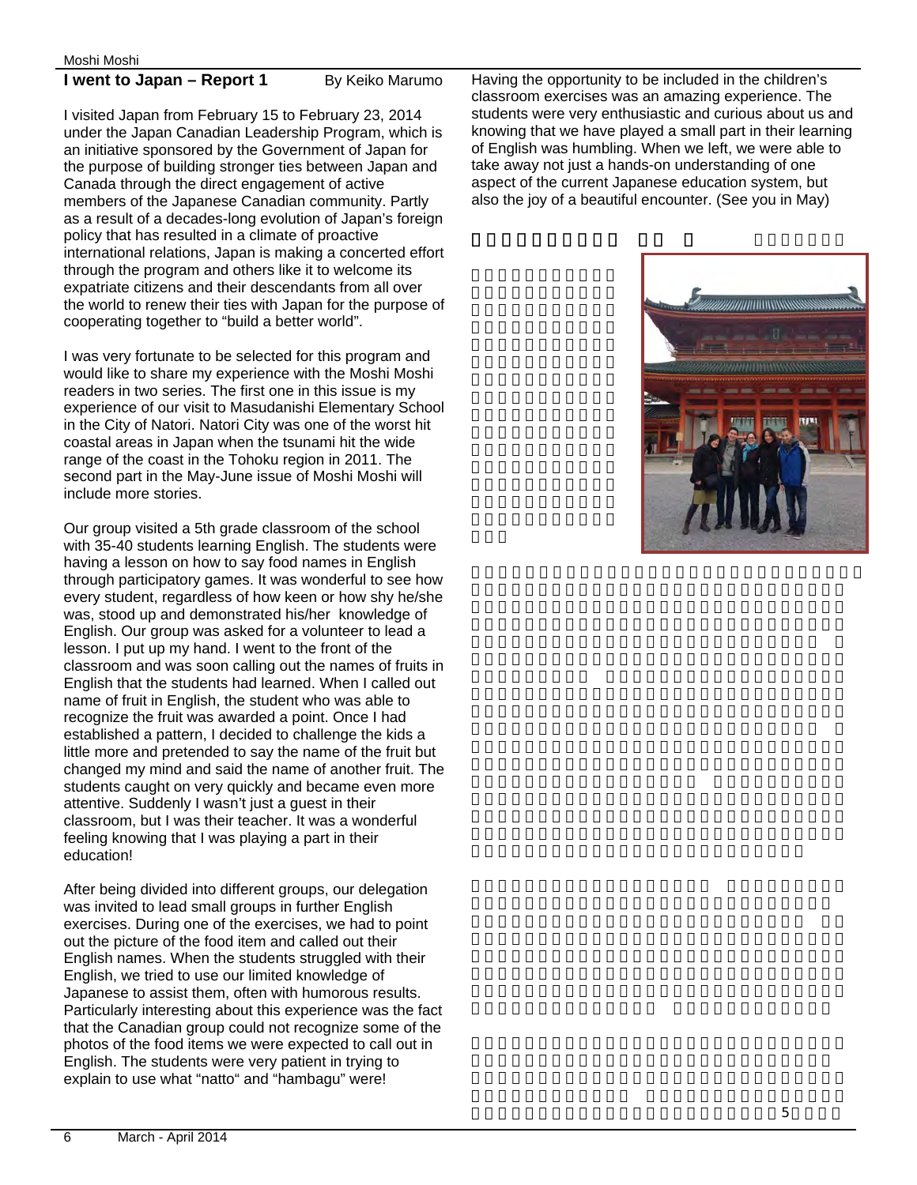## I went to Japan – Report 1

By Keiko Marumo

I visited Japan from February 15 to February 23, 2014 under the Japan Canadian Leadership Program, which is an initiative sponsored by the Government of Japan for the purpose of building stronger ties between Japan and Canada through the direct engagement of active members of the Japanese Canadian community. Partly as a result of a decades-long evolution of Japan's foreign policy that has resulted in a climate of proactive international relations, Japan is making a concerted effort through the program and others like it to welcome its expatriate citizens and their descendants from all over the world to renew their ties with Japan for the purpose of cooperating together to "build a better world".

I was very fortunate to be selected for this program and would like to share my experience with the Moshi Moshi readers in two series. The first one in this issue is my experience of our visit to Masudanishi Elementary School in the City of Natori. Natori City was one of the worst hit coastal areas in Japan when the tsunami hit the wide range of the coast in the Tohoku region in 2011. The second part in the May-June issue of Moshi Moshi will include more stories.

Our group visited a 5th grade classroom of the school with 35-40 students learning English. The students were having a lesson on how to say food names in English through participatory games. It was wonderful to see how every student, regardless of how keen or how shy he/she was, stood up and demonstrated his/her knowledge of English. Our group was asked for a volunteer to lead a lesson. I put up my hand. I went to the front of the classroom and was soon calling out the names of fruits in English that the students had learned. When I called out name of fruit in English, the student who was able to recognize the fruit was awarded a point. Once I had established a pattern, I decided to challenge the kids a little more and pretended to say the name of the fruit but changed my mind and said the name of another fruit. The students caught on very quickly and became even more attentive. Suddenly I wasn't just a guest in their classroom, but I was their teacher. It was a wonderful feeling knowing that I was playing a part in their education!

After being divided into different groups, our delegation was invited to lead small groups in further English exercises. During one of the exercises, we had to point out the picture of the food item and called out their English names. When the students struggled with their English, we tried to use our limited knowledge of Japanese to assist them, often with humorous results. Particularly interesting about this experience was the fact that the Canadian group could not recognize some of the photos of the food items we were expected to call out in English. The students were very patient in trying to explain to use what "natto" and "hambagu" were!

Having the opportunity to be included in the children's classroom exercises was an amazing experience. The students were very enthusiastic and curious about us and knowing that we have played a small part in their learning of English was humbling. When we left, we were able to take away not just a hands-on understanding of one aspect of the current Japanese education system, but also the joy of a beautiful encounter. (See you in May)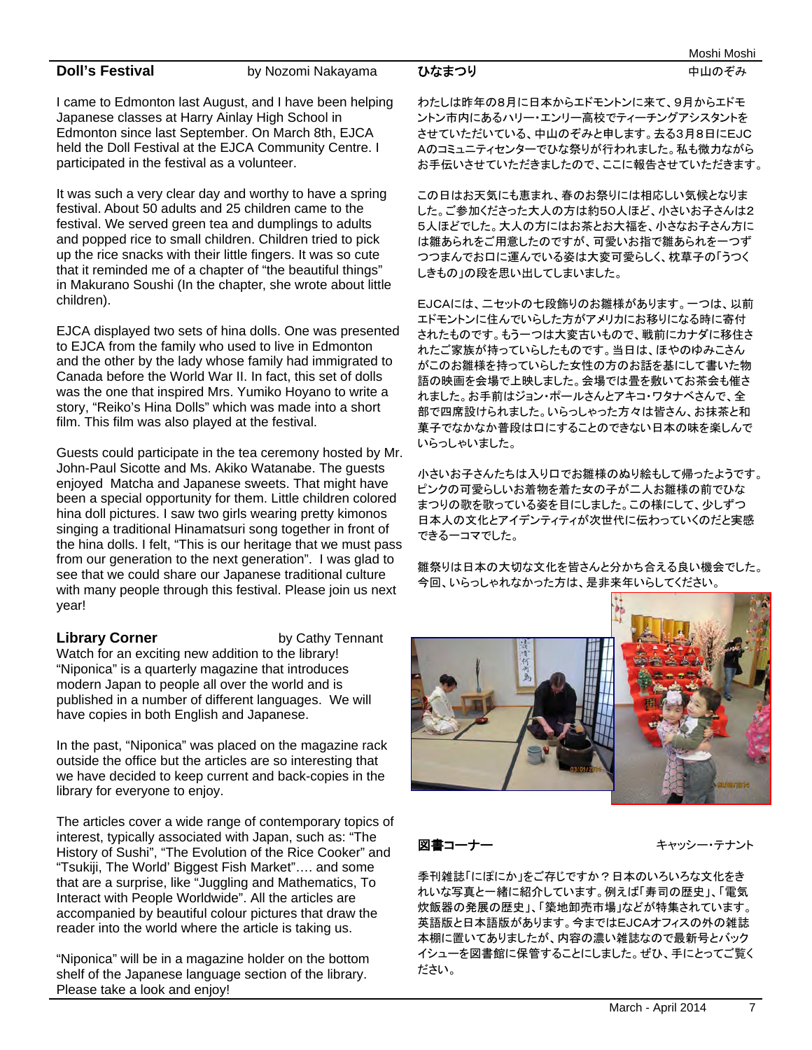## Doll's Festival

by Nozomi Nakayama

I came to Edmonton last August, and I have been helping Japanese classes at Harry Ainlay High School in Edmonton since last September. On March 8th, EJCA held the Doll Festival at the EJCA Community Centre. I participated in the festival as a volunteer.

It was such a very clear day and worthy to have a spring festival. About 50 adults and 25 children came to the festival. We served green tea and dumplings to adults and popped rice to small children. Children tried to pick up the rice snacks with their little fingers. It was so cute that it reminded me of a chapter of "the beautiful things" in Makurano Soushi (In the chapter, she wrote about little children).

EJCA displayed two sets of hina dolls. One was presented to EJCA from the family who used to live in Edmonton and the other by the lady whose family had immigrated to Canada before the World War II. In fact, this set of dolls was the one that inspired Mrs. Yumiko Hoyano to write a story, "Reiko's Hina Dolls" which was made into a short film. This film was also played at the festival.

Guests could participate in the tea ceremony hosted by Mr. John-Paul Sicotte and Ms. Akiko Watanabe. The guests enjoyed Matcha and Japanese sweets. That might have been a special opportunity for them. Little children colored hina doll pictures. I saw two girls wearing pretty kimonos singing a traditional Hinamatsuri song together in front of the hina dolls. I felt, "This is our heritage that we must pass from our generation to the next generation". I was glad to see that we could share our Japanese traditional culture with many people through this festival. Please join us next year!

## Library Corner

by Cathy Tennant

Watch for an exciting new addition to the library! "Niponica" is a quarterly magazine that introduces modern Japan to people all over the world and is published in a number of different languages. We will have copies in both English and Japanese.

In the past, "Niponica" was placed on the magazine rack outside the office but the articles are so interesting that we have decided to keep current and back-copies in the library for everyone to enjoy.

The articles cover a wide range of contemporary topics of interest, typically associated with Japan, such as: "The History of Sushi", "The Evolution of the Rice Cooker" and "Tsukiji, The World' Biggest Fish Market"…. and some that are a surprise, like "Juggling and Mathematics, To Interact with People Worldwide". All the articles are accompanied by beautiful colour pictures that draw the reader into the world where the article is taking us.

"Niponica" will be in a magazine holder on the bottom shelf of the Japanese language section of the library. Please take a look and enjoy!

## ひなまつり

中山のぞみ

わたしは昨年の8月に日本からエドモントンに来て、9月からエドモントン市内にあるハリー・エンリー高校でティーチングアシスタントをさせていただいている、中山のぞみと申します。去る3月8日にEJCAのコミュニティセンターでひな祭りが行われました。私も微力ながらお手伝いさせていただきましたので、ここに報告させていただきます。

この日はお天気にも恵まれ、春のお祭りには相応しい気候となりました。ご参加くださった大人の方は約50人ほど、小さいお子さんは25人ほどでした。大人の方にはお茶とお大福を、小さなお子さん方には雛あられをご用意したのですが、可愛いお指で雛あられを一つずつつまんでお口に運んでいる姿は大変可愛らしく、枕草子の「うつくしきもの」の段を思い出してしまいました。

EJCAには、二セットの七段飾りのお雛様があります。一つは、以前エドモントンに住んでいらした方がアメリカにお移りになる時に寄付されたものです。もう一つは大変古いもので、戦前にカナダに移住されたご家族が持っていらしたものです。当日は、ほやのゆみこさんがこのお雛様を持っていらした女性の方のお話を基にして書いた物語の映画を会場で上映しました。会場では畳を敷いてお茶会も催されました。お手前はジョン・ポールさんとアキコ・ワタナベさんで、全部で四席設けられました。いらっしゃった方々は皆さん、お抹茶と和菓子でなかなか普段は口にすることのできない日本の味を楽しんでいらっしゃいました。

小さいお子さんたちは入り口でお雛様のぬり絵もして帰ったようです。ピンクの可愛らしいお着物を着た女の子が二人お雛様の前でひなまつりの歌を歌っている姿を目にしました。この様にして、少しずつ日本人の文化とアイデンティティが次世代に伝わっていくのだと実感できる一コマでした。

雛祭りは日本の大切な文化を皆さんと分かち合える良い機会でした。今回、いらっしゃれなかった方は、是非来年いらしてください。

## 図書コーナー

キャッシー・テナント

季刊雑誌「にぽにか」をご存じですか？日本のいろいろな文化をきれいな写真と一緒に紹介しています。例えば「寿司の歴史」、「電気炊飯器の発展の歴史」、「築地卸売市場」などが特集されています。英語版と日本語版があります。今まではEJCAオフィスの外の雑誌本棚に置いてありましたが、内容の濃い雑誌なので最新号とバックイシューを図書館に保管することにしました。ぜひ、手にとってご覧ください。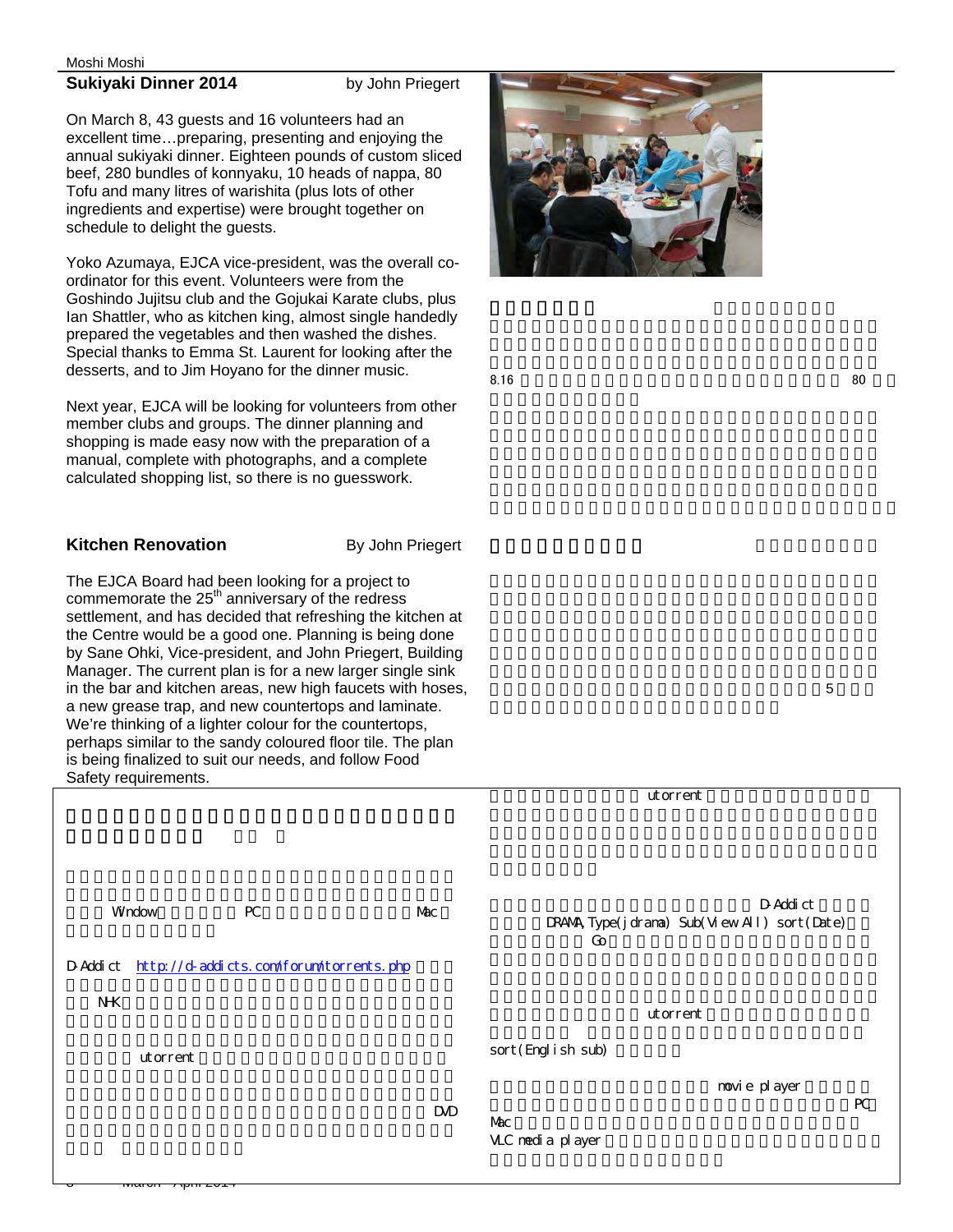## Sukiyaki Dinner 2014

by John Priegert

On March 8, 43 guests and 16 volunteers had an excellent time…preparing, presenting and enjoying the annual sukiyaki dinner. Eighteen pounds of custom sliced beef, 280 bundles of konnyaku, 10 heads of nappa, 80 Tofu and many litres of warishita (plus lots of other ingredients and expertise) were brought together on schedule to delight the guests.

Yoko Azumaya, EJCA vice-president, was the overall co-ordinator for this event. Volunteers were from the Goshindo Jujitsu club and the Gojukai Karate clubs, plus Ian Shattler, who as kitchen king, almost single handedly prepared the vegetables and then washed the dishes. Special thanks to Emma St. Laurent for looking after the desserts, and to Jim Hoyano for the dinner music.

Next year, EJCA will be looking for volunteers from other member clubs and groups. The dinner planning and shopping is made easy now with the preparation of a manual, complete with photographs, and a complete calculated shopping list, so there is no guesswork.

8.16 80

## Kitchen Renovation

By John Priegert

The EJCA Board had been looking for a project to commemorate the 25th anniversary of the redress settlement, and has decided that refreshing the kitchen at the Centre would be a good one. Planning is being done by Sane Ohki, Vice-president, and John Priegert, Building Manager. The current plan is for a new larger single sink in the bar and kitchen areas, new high faucets with hoses, a new grease trap, and new countertops and laminate. We're thinking of a lighter colour for the countertops, perhaps similar to the sandy coloured floor tile. The plan is being finalized to suit our needs, and follow Food Safety requirements.

5

Window PC Mac

D-Addict http://d-addicts.com/forum/torrents.php

NHK

utorrent

DVD

utorrent

D-Addict

DRAMA, Type(jdrama) Sub(View All) sort(Date) Go

utorrent

sort(English sub)

movie player

PC Mac

VLC media player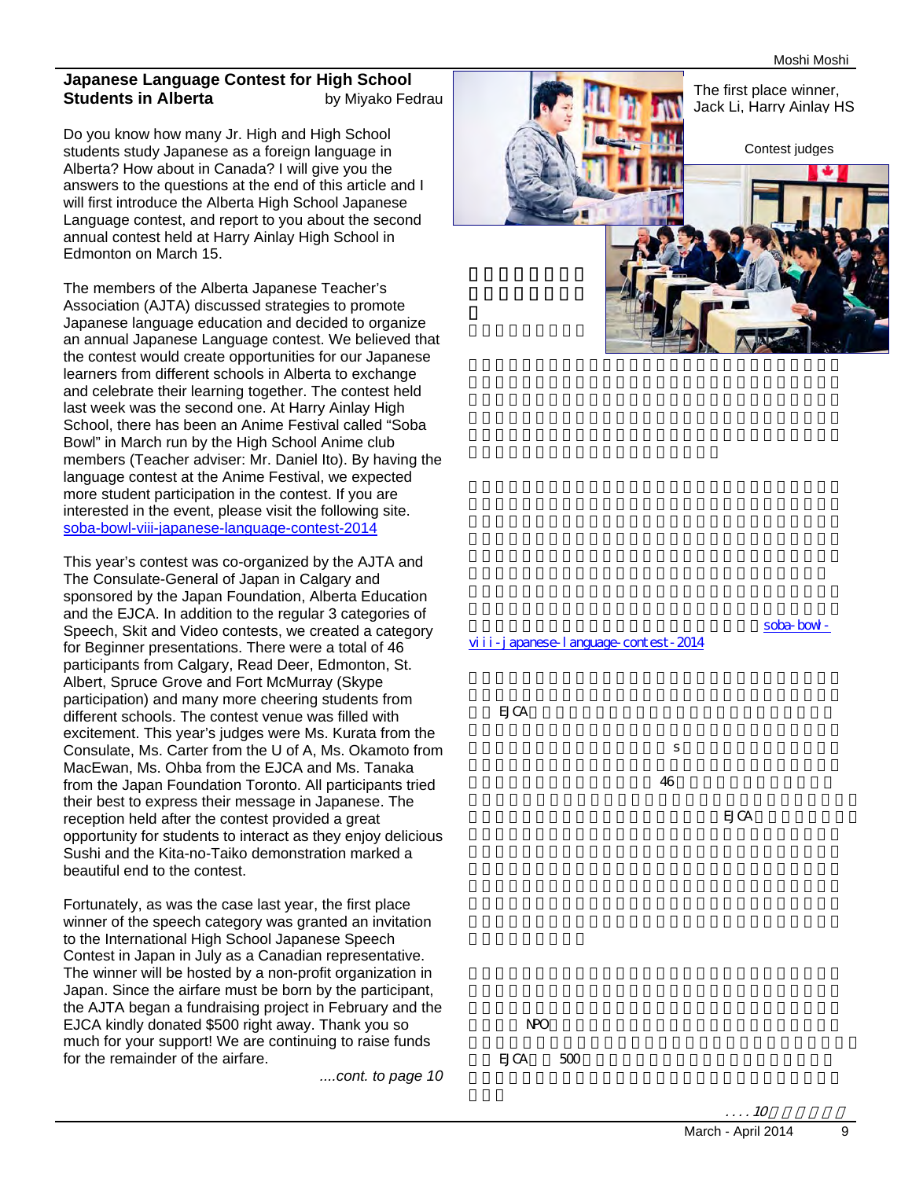## Japanese Language Contest for High School Students in Alberta

by Miyako Fedrau

Do you know how many Jr. High and High School students study Japanese as a foreign language in Alberta? How about in Canada? I will give you the answers to the questions at the end of this article and I will first introduce the Alberta High School Japanese Language contest, and report to you about the second annual contest held at Harry Ainlay High School in Edmonton on March 15.

The members of the Alberta Japanese Teacher's Association (AJTA) discussed strategies to promote Japanese language education and decided to organize an annual Japanese Language contest. We believed that the contest would create opportunities for our Japanese learners from different schools in Alberta to exchange and celebrate their learning together. The contest held last week was the second one. At Harry Ainlay High School, there has been an Anime Festival called "Soba Bowl" in March run by the High School Anime club members (Teacher adviser: Mr. Daniel Ito). By having the language contest at the Anime Festival, we expected more student participation in the contest. If you are interested in the event, please visit the following site. soba-bowl-viii-japanese-language-contest-2014

This year's contest was co-organized by the AJTA and The Consulate-General of Japan in Calgary and sponsored by the Japan Foundation, Alberta Education and the EJCA. In addition to the regular 3 categories of Speech, Skit and Video contests, we created a category for Beginner presentations. There were a total of 46 participants from Calgary, Read Deer, Edmonton, St. Albert, Spruce Grove and Fort McMurray (Skype participation) and many more cheering students from different schools. The contest venue was filled with excitement. This year's judges were Ms. Kurata from the Consulate, Ms. Carter from the U of A, Ms. Okamoto from MacEwan, Ms. Ohba from the EJCA and Ms. Tanaka from the Japan Foundation Toronto. All participants tried their best to express their message in Japanese. The reception held after the contest provided a great opportunity for students to interact as they enjoy delicious Sushi and the Kita-no-Taiko demonstration marked a beautiful end to the contest.

Fortunately, as was the case last year, the first place winner of the speech category was granted an invitation to the International High School Japanese Speech Contest in Japan in July as a Canadian representative. The winner will be hosted by a non-profit organization in Japan. Since the airfare must be born by the participant, the AJTA began a fundraising project in February and the EJCA kindly donated $500 right away. Thank you so much for your support! We are continuing to raise funds for the remainder of the airfare.

*....cont. to page 10*

The first place winner, Jack Li, Harry Ainlay HS

Contest judges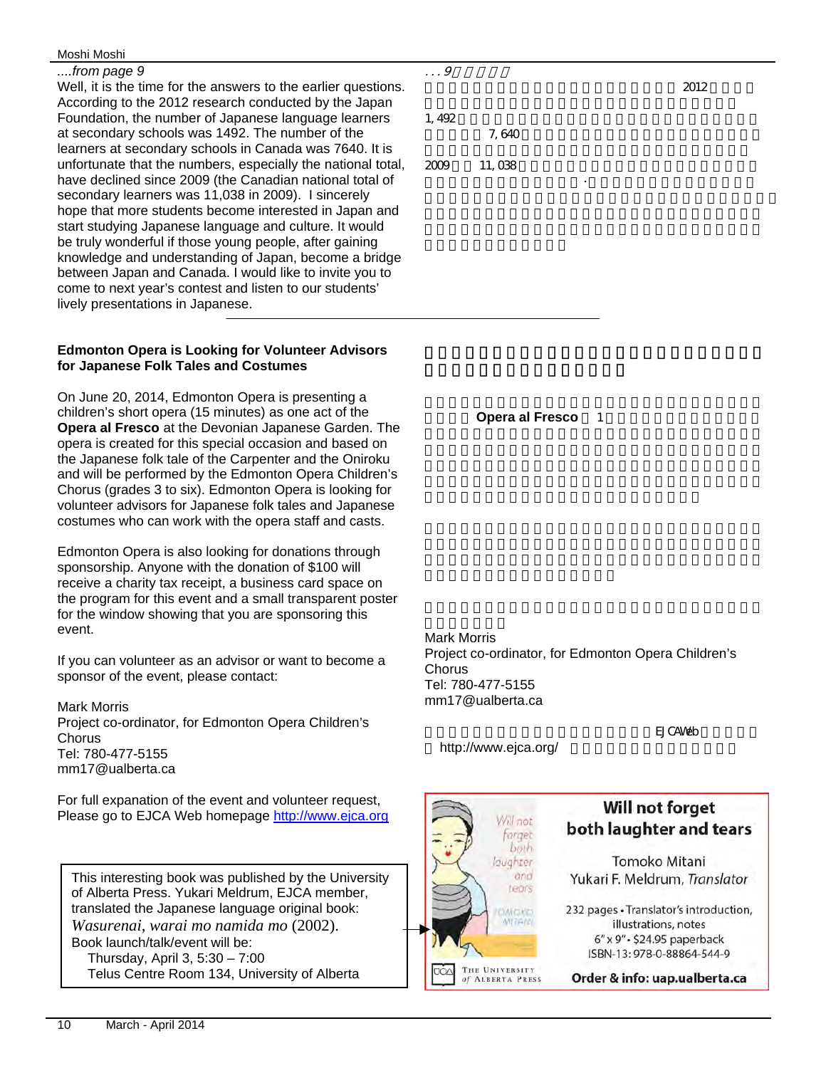*....from page 9*

Well, it is the time for the answers to the earlier questions. According to the 2012 research conducted by the Japan Foundation, the number of Japanese language learners at secondary schools was 1492. The number of the learners at secondary schools in Canada was 7640. It is unfortunate that the numbers, especially the national total, have declined since 2009 (the Canadian national total of secondary learners was 11,038 in 2009). I sincerely hope that more students become interested in Japan and start studying Japanese language and culture. It would be truly wonderful if those young people, after gaining knowledge and understanding of Japan, become a bridge between Japan and Canada. I would like to invite you to come to next year's contest and listen to our students' lively presentations in Japanese.

*. . . 9*

2012

1,492

7,640

2009 11,038

---

**Edmonton Opera is Looking for Volunteer Advisors for Japanese Folk Tales and Costumes**

On June 20, 2014, Edmonton Opera is presenting a children's short opera (15 minutes) as one act of the **Opera al Fresco** at the Devonian Japanese Garden. The opera is created for this special occasion and based on the Japanese folk tale of the Carpenter and the Oniroku and will be performed by the Edmonton Opera Children's Chorus (grades 3 to six). Edmonton Opera is looking for volunteer advisors for Japanese folk tales and Japanese costumes who can work with the opera staff and casts.

Edmonton Opera is also looking for donations through sponsorship. Anyone with the donation of $100 will receive a charity tax receipt, a business card space on the program for this event and a small transparent poster for the window showing that you are sponsoring this event.

If you can volunteer as an advisor or want to become a sponsor of the event, please contact:

Mark Morris
Project co-ordinator, for Edmonton Opera Children's Chorus
Tel: 780-477-5155
mm17@ualberta.ca

For full expanation of the event and volunteer request, Please go to EJCA Web homepage http://www.ejca.org

**Opera al Fresco** 1

Mark Morris
Project co-ordinator, for Edmonton Opera Children's Chorus
Tel: 780-477-5155
mm17@ualberta.ca

EJCA Web
http://www.ejca.org/

---

This interesting book was published by the University of Alberta Press. Yukari Meldrum, EJCA member, translated the Japanese language original book: *Wasurenai, warai mo namida mo* (2002).
Book launch/talk/event will be:
Thursday, April 3, 5:30 – 7:00
Telus Centre Room 134, University of Alberta

**Will not forget both laughter and tears**

Tomoko Mitani
Yukari F. Meldrum, *Translator*

232 pages • Translator's introduction, notes
illustrations, notes
6″ x 9″ • $24.95 paperback
ISBN-13: 978-0-88864-544-9

The University of Alberta Press

**Order & info: uap.ualberta.ca**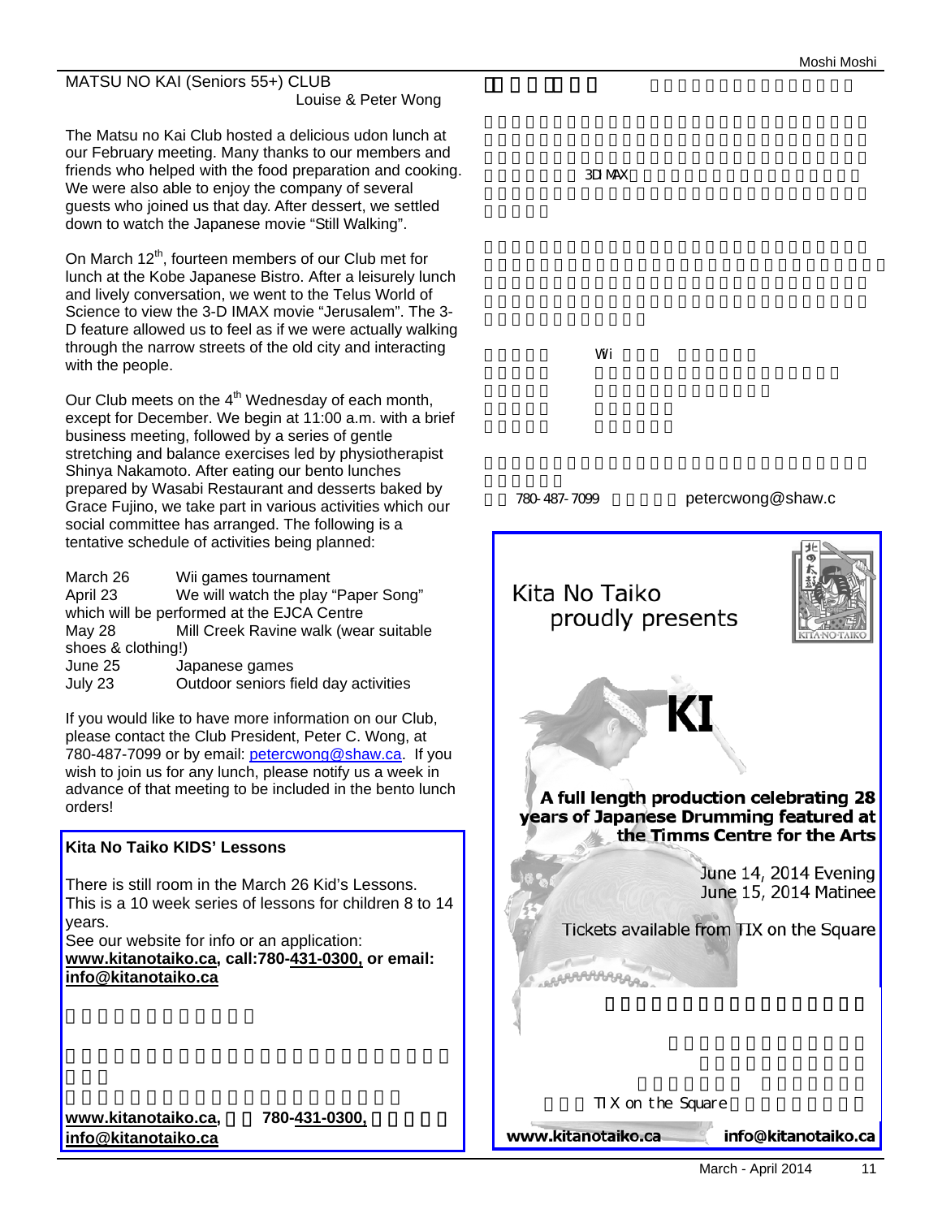## MATSU NO KAI (Seniors 55+) CLUB

Louise & Peter Wong

The Matsu no Kai Club hosted a delicious udon lunch at our February meeting. Many thanks to our members and friends who helped with the food preparation and cooking. We were also able to enjoy the company of several guests who joined us that day. After dessert, we settled down to watch the Japanese movie “Still Walking”.

On March 12th, fourteen members of our Club met for lunch at the Kobe Japanese Bistro. After a leisurely lunch and lively conversation, we went to the Telus World of Science to view the 3-D IMAX movie “Jerusalem”. The 3-D feature allowed us to feel as if we were actually walking through the narrow streets of the old city and interacting with the people.

Our Club meets on the 4th Wednesday of each month, except for December. We begin at 11:00 a.m. with a brief business meeting, followed by a series of gentle stretching and balance exercises led by physiotherapist Shinya Nakamoto. After eating our bento lunches prepared by Wasabi Restaurant and desserts baked by Grace Fujino, we take part in various activities which our social committee has arranged. The following is a tentative schedule of activities being planned:

| | |
|---|---|
| March 26 | Wii games tournament |
| April 23 | We will watch the play “Paper Song” which will be performed at the EJCA Centre |
| May 28 | Mill Creek Ravine walk (wear suitable shoes & clothing!) |
| June 25 | Japanese games |
| July 23 | Outdoor seniors field day activities |

If you would like to have more information on our Club, please contact the Club President, Peter C. Wong, at 780-487-7099 or by email: petercwong@shaw.ca. If you wish to join us for any lunch, please notify us a week in advance of that meeting to be included in the bento lunch orders!

### Kita No Taiko KIDS’ Lessons

There is still room in the March 26 Kid’s Lessons. This is a 10 week series of lessons for children 8 to 14 years.

See our website for info or an application:
**www.kitanotaiko.ca, call:780-431-0300, or email: info@kitanotaiko.ca**

**www.kitanotaiko.ca, 780-431-0300, info@kitanotaiko.ca**

3D IMAX

Wii

780-487-7099 petercwong@shaw.c

Kita No Taiko proudly presents

**KI**

**A full length production celebrating 28 years of Japanese Drumming featured at the Timms Centre for the Arts**

June 14, 2014 Evening
June 15, 2014 Matinee

Tickets available from TIX on the Square

TIX on the Square

**www.kitanotaiko.ca** **info@kitanotaiko.ca**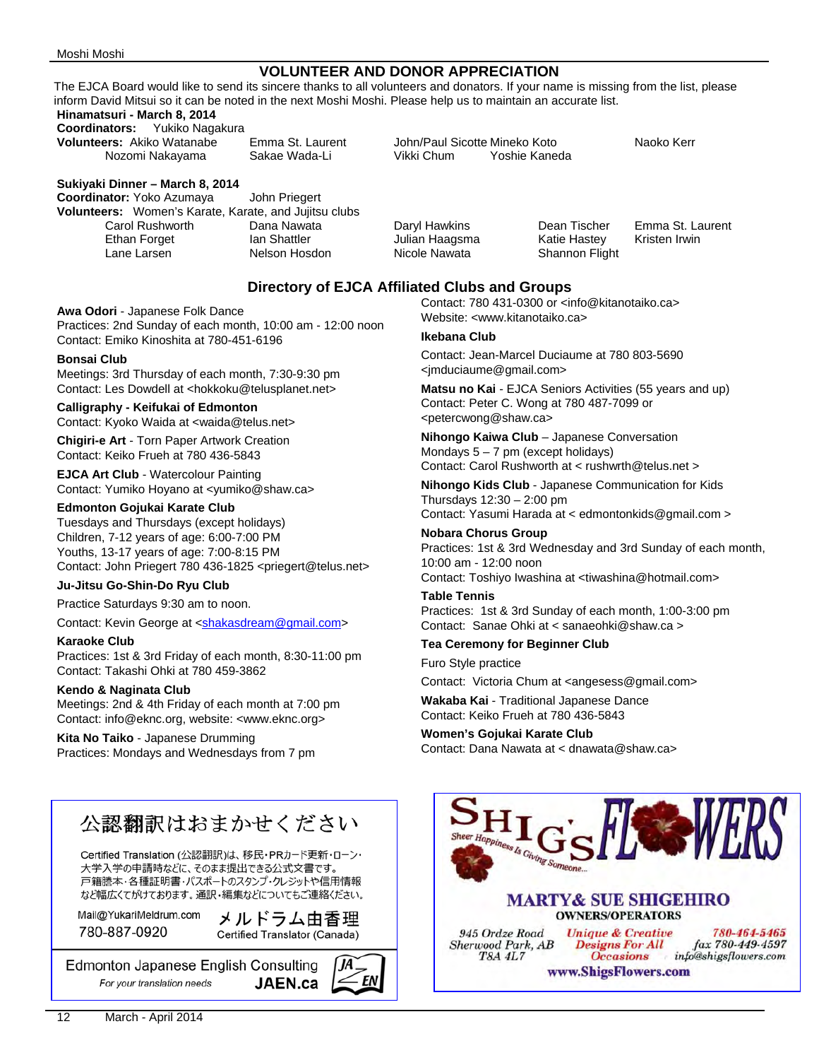## VOLUNTEER AND DONOR APPRECIATION

The EJCA Board would like to send its sincere thanks to all volunteers and donators. If your name is missing from the list, please inform David Mitsui so it can be noted in the next Moshi Moshi. Please help us to maintain an accurate list.

**Hinamatsuri - March 8, 2014**
**Coordinators:** Yukiko Nagakura
**Volunteers:** Akiko Watanabe, Emma St. Laurent, John/Paul Sicotte, Mineko Koto, Naoko Kerr, Nozomi Nakayama, Sakae Wada-Li, Vikki Chum, Yoshie Kaneda

**Sukiyaki Dinner – March 8, 2014**
**Coordinator:** Yoko Azumaya, John Priegert
**Volunteers:** Women's Karate, Karate, and Jujitsu clubs
Carol Rushworth, Dana Nawata, Daryl Hawkins, Dean Tischer, Emma St. Laurent, Ethan Forget, Ian Shattler, Julian Haagsma, Katie Hastey, Kristen Irwin, Lane Larsen, Nelson Hosdon, Nicole Nawata, Shannon Flight

## Directory of EJCA Affiliated Clubs and Groups

**Awa Odori** - Japanese Folk Dance
Practices: 2nd Sunday of each month, 10:00 am - 12:00 noon
Contact: Emiko Kinoshita at 780-451-6196

**Bonsai Club**
Meetings: 3rd Thursday of each month, 7:30-9:30 pm
Contact: Les Dowdell at <hokkoku@telusplanet.net>

**Calligraphy - Keifukai of Edmonton**
Contact: Kyoko Waida at <waida@telus.net>

**Chigiri-e Art** - Torn Paper Artwork Creation
Contact: Keiko Frueh at 780 436-5843

**EJCA Art Club** - Watercolour Painting
Contact: Yumiko Hoyano at <yumiko@shaw.ca>

**Edmonton Gojukai Karate Club**
Tuesdays and Thursdays (except holidays)
Children, 7-12 years of age: 6:00-7:00 PM
Youths, 13-17 years of age: 7:00-8:15 PM
Contact: John Priegert 780 436-1825 <priegert@telus.net>

**Ju-Jitsu Go-Shin-Do Ryu Club**
Practice Saturdays 9:30 am to noon.
Contact: Kevin George at <shakasdream@gmail.com>

**Karaoke Club**
Practices: 1st & 3rd Friday of each month, 8:30-11:00 pm
Contact: Takashi Ohki at 780 459-3862

**Kendo & Naginata Club**
Meetings: 2nd & 4th Friday of each month at 7:00 pm
Contact: info@eknc.org, website: <www.eknc.org>

**Kita No Taiko** - Japanese Drumming
Practices: Mondays and Wednesdays from 7 pm
Contact: 780 431-0300 or <info@kitanotaiko.ca>
Website: <www.kitanotaiko.ca>

**Ikebana Club**
Contact: Jean-Marcel Duciaume at 780 803-5690
<jmduciaume@gmail.com>

**Matsu no Kai** - EJCA Seniors Activities (55 years and up)
Contact: Peter C. Wong at 780 487-7099 or
<petercwong@shaw.ca>

**Nihongo Kaiwa Club** – Japanese Conversation
Mondays 5 – 7 pm (except holidays)
Contact: Carol Rushworth at < rushwrth@telus.net >

**Nihongo Kids Club** - Japanese Communication for Kids
Thursdays 12:30 – 2:00 pm
Contact: Yasumi Harada at < edmontonkids@gmail.com >

**Nobara Chorus Group**
Practices: 1st & 3rd Wednesday and 3rd Sunday of each month, 10:00 am - 12:00 noon
Contact: Toshiyo Iwashina at <tiwashina@hotmail.com>

**Table Tennis**
Practices: 1st & 3rd Sunday of each month, 1:00-3:00 pm
Contact: Sanae Ohki at < sanaeohki@shaw.ca >

**Tea Ceremony for Beginner Club**
Furo Style practice
Contact: Victoria Chum at <angesess@gmail.com>

**Wakaba Kai** - Traditional Japanese Dance
Contact: Keiko Frueh at 780 436-5843

**Women's Gojukai Karate Club**
Contact: Dana Nawata at < dnawata@shaw.ca>

---

公認翻訳はおまかせください

Certified Translation (公認翻訳)は、移民・PRカード更新・ローン・大学入学の申請時などに、そのまま提出できる公式文書です。戸籍謄本・各種証明書・パスポートのスタンプ・クレジットや信用情報など幅広くてがけております。通訳・編集などについてもご連絡ください。

Mail@YukariMeldrum.com
780-887-0920
メルドラム由香理
Certified Translator (Canada)

Edmonton Japanese English Consulting
*For your translation needs*
**JAEN.ca**

---

**SHIG'S FLOWERS**
*Sheer Happiness Is Giving Someone...*

**MARTY & SUE SHIGEHIRO**
OWNERS/OPERATORS

945 Ordze Road
Sherwood Park, AB
T8A 4L7

*Unique & Creative Designs For All Occasions*

780-464-5465
fax 780-449-4597
info@shigsflowers.com

**www.ShigsFlowers.com**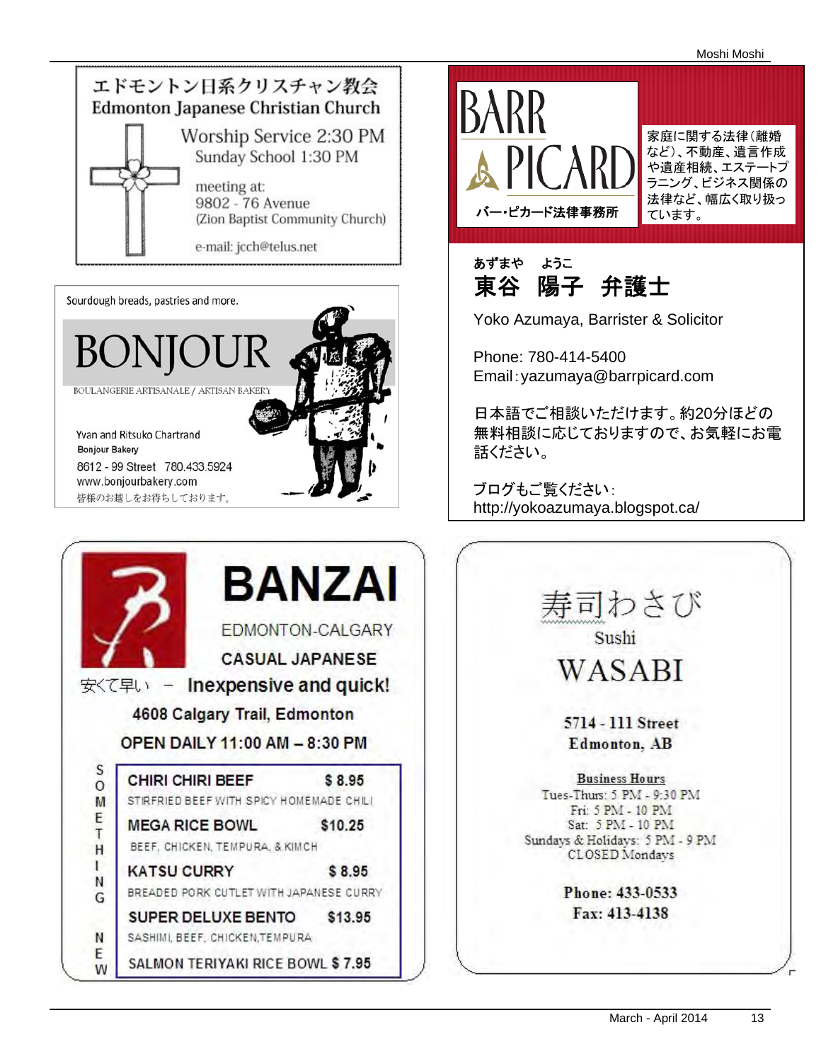## エドモントン日系クリスチャン教会
## Edmonton Japanese Christian Church

Worship Service 2:30 PM
Sunday School 1:30 PM

meeting at:
9802 - 76 Avenue
(Zion Baptist Community Church)

e-mail: jcch@telus.net

---

Sourdough breads, pastries and more.

## BONJOUR

BOULANGERIE ARTISANALE / ARTISAN BAKERY

Yvan and Ritsuko Chartrand
Bonjour Bakery
8612 - 99 Street 780.433.5924
www.bonjourbakery.com
皆様のお越しをお待ちしております。

---

## BARR PICARD

バー・ピカード法律事務所

家庭に関する法律（離婚など）、不動産、遺言作成や遺産相続、エステートプラニング、ビジネス関係の法律など、幅広く取り扱っています。

あずまや　ようこ
### 東谷　陽子　弁護士

Yoko Azumaya, Barrister & Solicitor

Phone: 780-414-5400
Email：yazumaya@barrpicard.com

日本語でご相談いただけます。約20分ほどの無料相談に応じておりますので、お気軽にお電話ください。

ブログもご覧ください：
http://yokoazumaya.blogspot.ca/

---

## BANZAI

EDMONTON-CALGARY
CASUAL JAPANESE

安くて早い　－　Inexpensive and quick!

4608 Calgary Trail, Edmonton
OPEN DAILY 11:00 AM – 8:30 PM

SOMETHING NEW

| Item | Price |
|---|---|
| CHIRI CHIRI BEEF<br>STIRFRIED BEEF WITH SPICY HOMEMADE CHILI | $ 8.95 |
| MEGA RICE BOWL<br>BEEF, CHICKEN, TEMPURA, & KIMCH | $10.25 |
| KATSU CURRY<br>BREADED PORK CUTLET WITH JAPANESE CURRY | $ 8.95 |
| SUPER DELUXE BENTO<br>SASHIMI, BEEF, CHICKEN,TEMPURA | $13.95 |
| SALMON TERIYAKI RICE BOWL | $ 7.95 |

---

## 寿司わさび
Sushi
## WASABI

5714 - 111 Street
Edmonton, AB

**Business Hours**
Tues-Thurs: 5 PM - 9:30 PM
Fri: 5 PM - 10 PM
Sat: 5 PM - 10 PM
Sundays & Holidays: 5 PM - 9 PM
CLOSED Mondays

Phone: 433-0533
Fax: 413-4138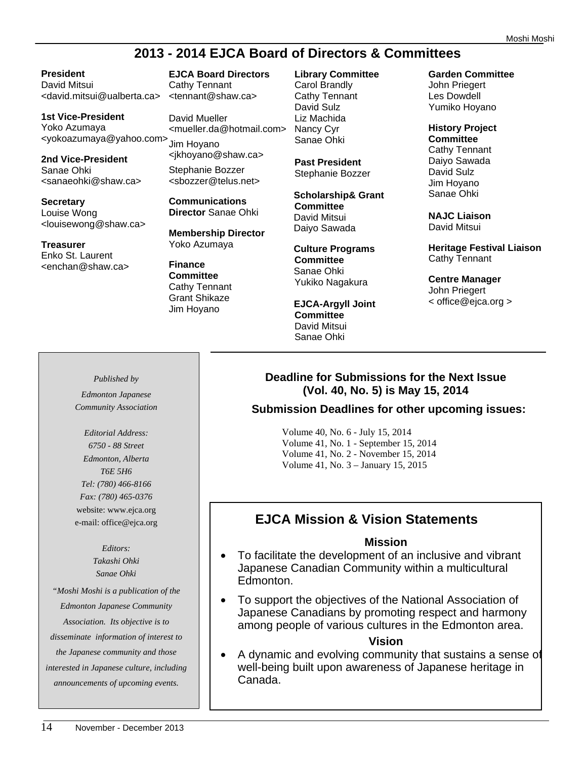# 2013 - 2014 EJCA Board of Directors & Committees

**President**
David Mitsui
<david.mitsui@ualberta.ca>

**1st Vice-President**
Yoko Azumaya
<yokoazumaya@yahoo.com>

**2nd Vice-President**
Sanae Ohki
<sanaeohki@shaw.ca>

**Secretary**
Louise Wong
<louisewong@shaw.ca>

**Treasurer**
Enko St. Laurent
<enchan@shaw.ca>

**EJCA Board Directors**
Cathy Tennant
<tennant@shaw.ca>

David Mueller
<mueller.da@hotmail.com>

Jim Hoyano
<jkhoyano@shaw.ca>

Stephanie Bozzer
<sbozzer@telus.net>

**Communications Director** Sanae Ohki

**Membership Director**
Yoko Azumaya

**Finance Committee**
Cathy Tennant
Grant Shikaze
Jim Hoyano

**Library Committee**
Carol Brandly
Cathy Tennant
David Sulz
Liz Machida
Nancy Cyr
Sanae Ohki

**Past President**
Stephanie Bozzer

**Scholarship& Grant Committee**
David Mitsui
Daiyo Sawada

**Culture Programs Committee**
Sanae Ohki
Yukiko Nagakura

**EJCA-Argyll Joint Committee**
David Mitsui
Sanae Ohki

**Garden Committee**
John Priegert
Les Dowdell
Yumiko Hoyano

**History Project Committee**
Cathy Tennant
Daiyo Sawada
David Sulz
Jim Hoyano
Sanae Ohki

**NAJC Liaison**
David Mitsui

**Heritage Festival Liaison**
Cathy Tennant

**Centre Manager**
John Priegert
< office@ejca.org >

*Published by*
*Edmonton Japanese Community Association*

*Editorial Address:*
*6750 - 88 Street*
*Edmonton, Alberta*
*T6E 5H6*
*Tel: (780) 466-8166*
*Fax: (780) 465-0376*
website: www.ejca.org
e-mail: office@ejca.org

*Editors:*
*Takashi Ohki*
*Sanae Ohki*

*"Moshi Moshi is a publication of the Edmonton Japanese Community Association. Its objective is to disseminate information of interest to the Japanese community and those interested in Japanese culture, including announcements of upcoming events.*

**Deadline for Submissions for the Next Issue (Vol. 40, No. 5) is May 15, 2014**

**Submission Deadlines for other upcoming issues:**

Volume 40, No. 6 - July 15, 2014
Volume 41, No. 1 - September 15, 2014
Volume 41, No. 2 - November 15, 2014
Volume 41, No. 3 – January 15, 2015

## EJCA Mission & Vision Statements

### Mission

- To facilitate the development of an inclusive and vibrant Japanese Canadian Community within a multicultural Edmonton.
- To support the objectives of the National Association of Japanese Canadians by promoting respect and harmony among people of various cultures in the Edmonton area.

### Vision

- A dynamic and evolving community that sustains a sense of well-being built upon awareness of Japanese heritage in Canada.